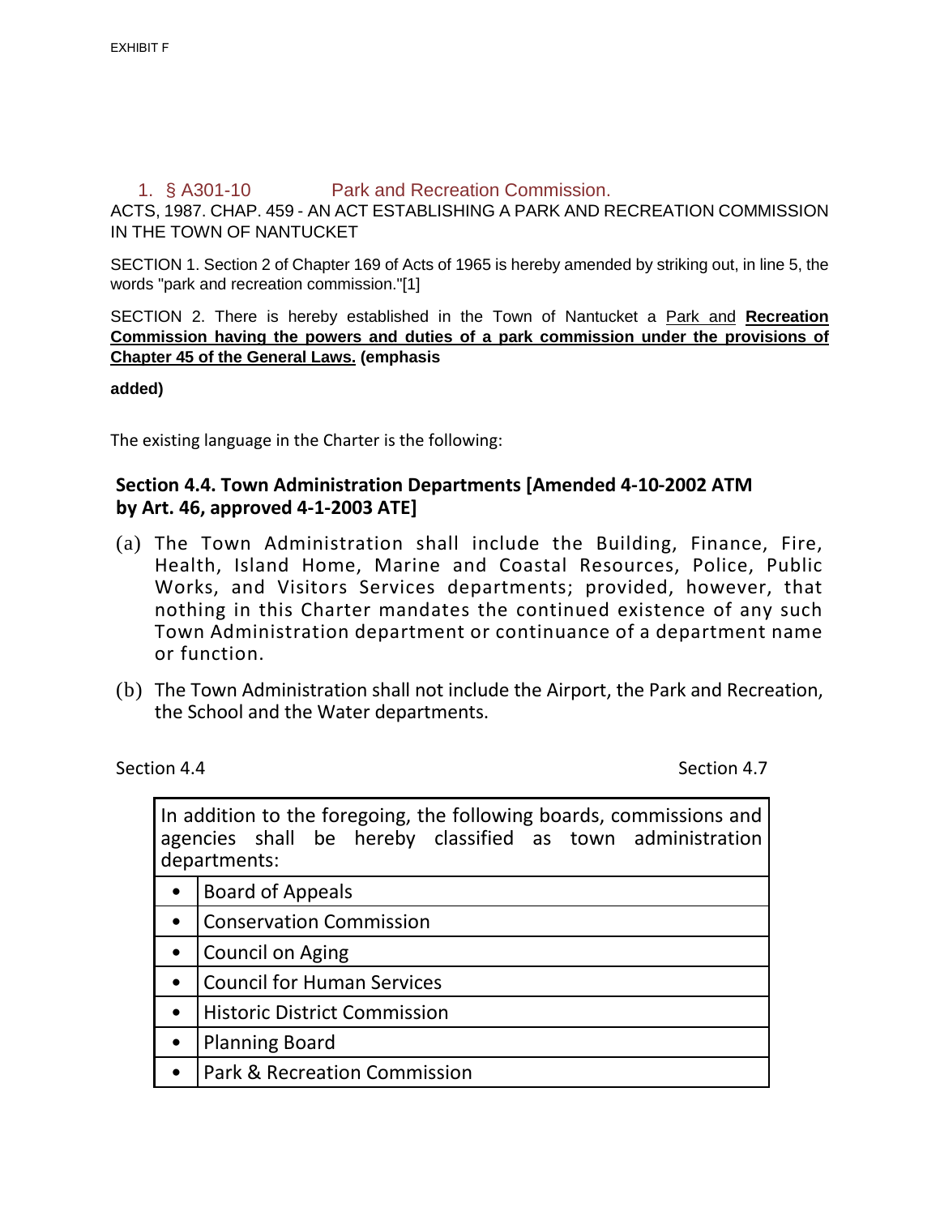EXHIBIT F

1. § A301-10 Park and Recreation Commission.

ACTS, 1987. CHAP. 459 - AN ACT ESTABLISHING A PARK AND RECREATION COMMISSION IN THE TOWN OF NANTUCKET

SECTION 1. Section 2 of Chapter 169 of Acts of 1965 is hereby amended by striking out, in line 5, the words "park and recreation commission."[1]

SECTION 2. There is hereby established in the Town of Nantucket a Park and **Recreation Commission having the powers and duties of a park commission under the provisions of Chapter 45 of the General Laws. (emphasis added)**

The existing language in the Charter is the following:

## Section 4.4. Town Administration Departments [Amended 4-10-2002 ATM by Art. 46, approved 4-1-2003 ATE]

(a) The Town Administration shall include the Building, Finance, Fire, Health, Island Home, Marine and Coastal Resources, Police, Public Works, and Visitors Services departments; provided, however, that nothing in this Charter mandates the continued existence of any such Town Administration department or continuance of a department name or function.

(b) The Town Administration shall not include the Airport, the Park and Recreation, the School and the Water departments.

Section 4.4 Section 4.7

| In addition to the foregoing, the following boards, commissions and agencies shall be hereby classified as town administration departments: | |
|---|---|
| • | Board of Appeals |
| • | Conservation Commission |
| • | Council on Aging |
| • | Council for Human Services |
| • | Historic District Commission |
| • | Planning Board |
| • | Park & Recreation Commission |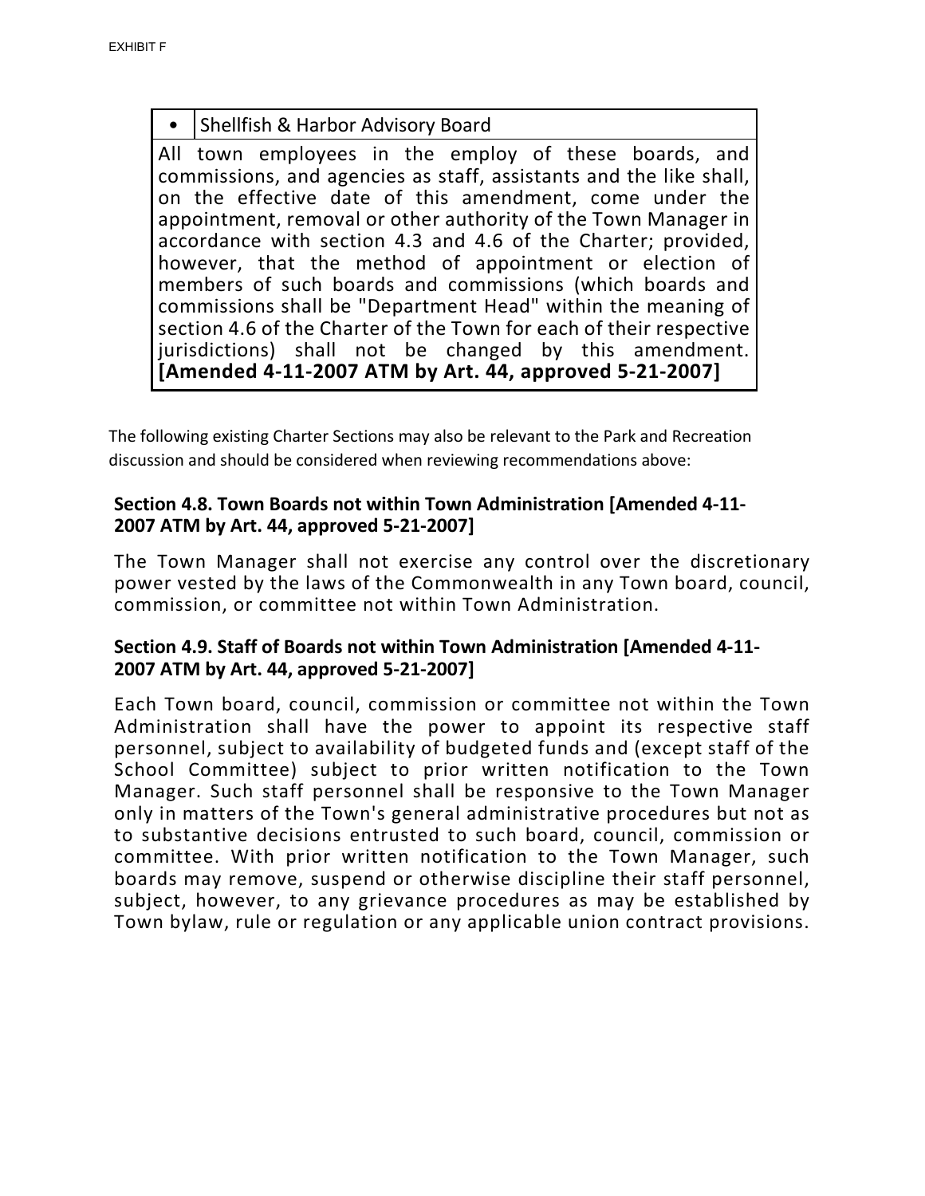| • | Shellfish & Harbor Advisory Board |
|---|---|

All town employees in the employ of these boards, and commissions, and agencies as staff, assistants and the like shall, on the effective date of this amendment, come under the appointment, removal or other authority of the Town Manager in accordance with section 4.3 and 4.6 of the Charter; provided, however, that the method of appointment or election of members of such boards and commissions (which boards and commissions shall be "Department Head" within the meaning of section 4.6 of the Charter of the Town for each of their respective jurisdictions) shall not be changed by this amendment. **[Amended 4-11-2007 ATM by Art. 44, approved 5-21-2007]**

The following existing Charter Sections may also be relevant to the Park and Recreation discussion and should be considered when reviewing recommendations above:

**Section 4.8. Town Boards not within Town Administration [Amended 4-11-2007 ATM by Art. 44, approved 5-21-2007]**

The Town Manager shall not exercise any control over the discretionary power vested by the laws of the Commonwealth in any Town board, council, commission, or committee not within Town Administration.

**Section 4.9. Staff of Boards not within Town Administration [Amended 4-11-2007 ATM by Art. 44, approved 5-21-2007]**

Each Town board, council, commission or committee not within the Town Administration shall have the power to appoint its respective staff personnel, subject to availability of budgeted funds and (except staff of the School Committee) subject to prior written notification to the Town Manager. Such staff personnel shall be responsive to the Town Manager only in matters of the Town's general administrative procedures but not as to substantive decisions entrusted to such board, council, commission or committee. With prior written notification to the Town Manager, such boards may remove, suspend or otherwise discipline their staff personnel, subject, however, to any grievance procedures as may be established by Town bylaw, rule or regulation or any applicable union contract provisions.